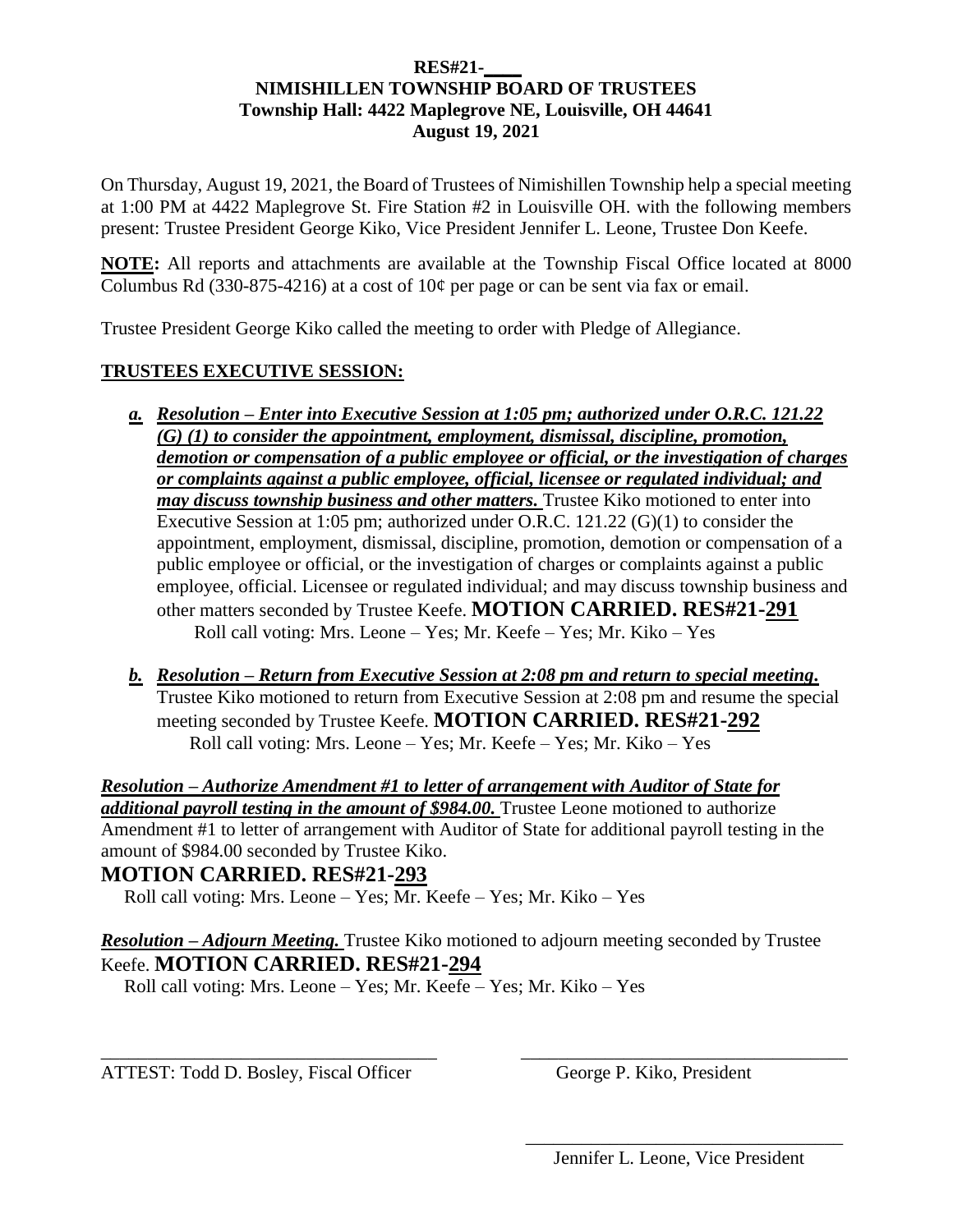**RES#21-____**
**NIMISHILLEN TOWNSHIP BOARD OF TRUSTEES**
**Township Hall: 4422 Maplegrove NE, Louisville, OH 44641**
**August 19, 2021**

On Thursday, August 19, 2021, the Board of Trustees of Nimishillen Township help a special meeting at 1:00 PM at 4422 Maplegrove St. Fire Station #2 in Louisville OH. with the following members present: Trustee President George Kiko, Vice President Jennifer L. Leone, Trustee Don Keefe.

**NOTE:** All reports and attachments are available at the Township Fiscal Office located at 8000 Columbus Rd (330-875-4216) at a cost of 10¢ per page or can be sent via fax or email.

Trustee President George Kiko called the meeting to order with Pledge of Allegiance.

## TRUSTEES EXECUTIVE SESSION:

a. ***Resolution – Enter into Executive Session at 1:05 pm; authorized under O.R.C. 121.22 (G) (1) to consider the appointment, employment, dismissal, discipline, promotion, demotion or compensation of a public employee or official, or the investigation of charges or complaints against a public employee, official, licensee or regulated individual; and may discuss township business and other matters.*** Trustee Kiko motioned to enter into Executive Session at 1:05 pm; authorized under O.R.C. 121.22 (G)(1) to consider the appointment, employment, dismissal, discipline, promotion, demotion or compensation of a public employee or official, or the investigation of charges or complaints against a public employee, official. Licensee or regulated individual; and may discuss township business and other matters seconded by Trustee Keefe. **MOTION CARRIED. RES#21-291**
Roll call voting: Mrs. Leone – Yes; Mr. Keefe – Yes; Mr. Kiko – Yes

b. ***Resolution – Return from Executive Session at 2:08 pm and return to special meeting.*** Trustee Kiko motioned to return from Executive Session at 2:08 pm and resume the special meeting seconded by Trustee Keefe. **MOTION CARRIED. RES#21-292**
Roll call voting: Mrs. Leone – Yes; Mr. Keefe – Yes; Mr. Kiko – Yes

***Resolution – Authorize Amendment #1 to letter of arrangement with Auditor of State for additional payroll testing in the amount of $984.00.*** Trustee Leone motioned to authorize Amendment #1 to letter of arrangement with Auditor of State for additional payroll testing in the amount of $984.00 seconded by Trustee Kiko.
**MOTION CARRIED. RES#21-293**
Roll call voting: Mrs. Leone – Yes; Mr. Keefe – Yes; Mr. Kiko – Yes

***Resolution – Adjourn Meeting.*** Trustee Kiko motioned to adjourn meeting seconded by Trustee Keefe. **MOTION CARRIED. RES#21-294**
Roll call voting: Mrs. Leone – Yes; Mr. Keefe – Yes; Mr. Kiko – Yes

_______________________________ ATTEST: Todd D. Bosley, Fiscal Officer

_______________________________ George P. Kiko, President

_______________________________ Jennifer L. Leone, Vice President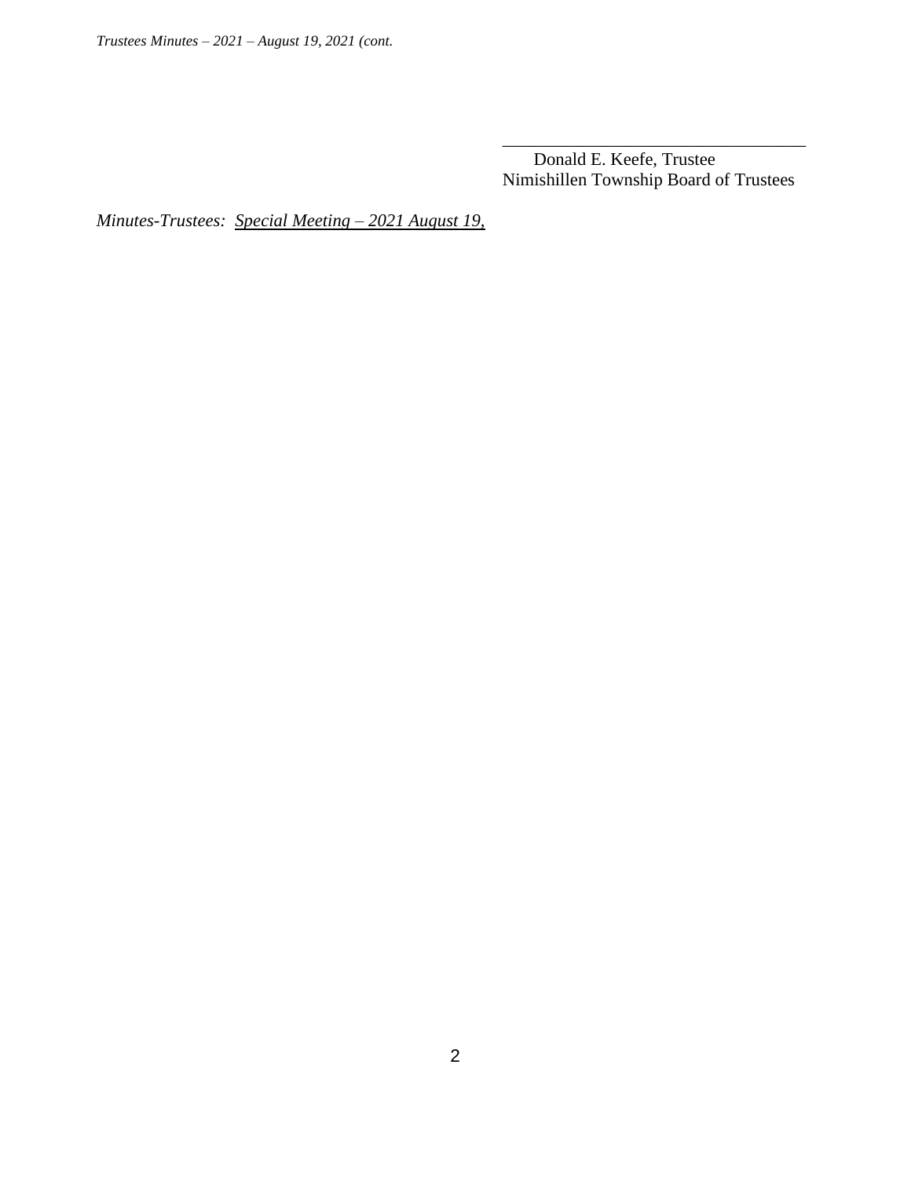\_\_\_\_\_\_\_\_\_\_\_\_\_\_\_\_\_\_\_\_\_\_\_\_\_\_\_\_\_\_\_\_\_\_\_\_

Donald E. Keefe, Trustee
Nimishillen Township Board of Trustees

*Minutes-Trustees: Special Meeting – 2021 August 19,*